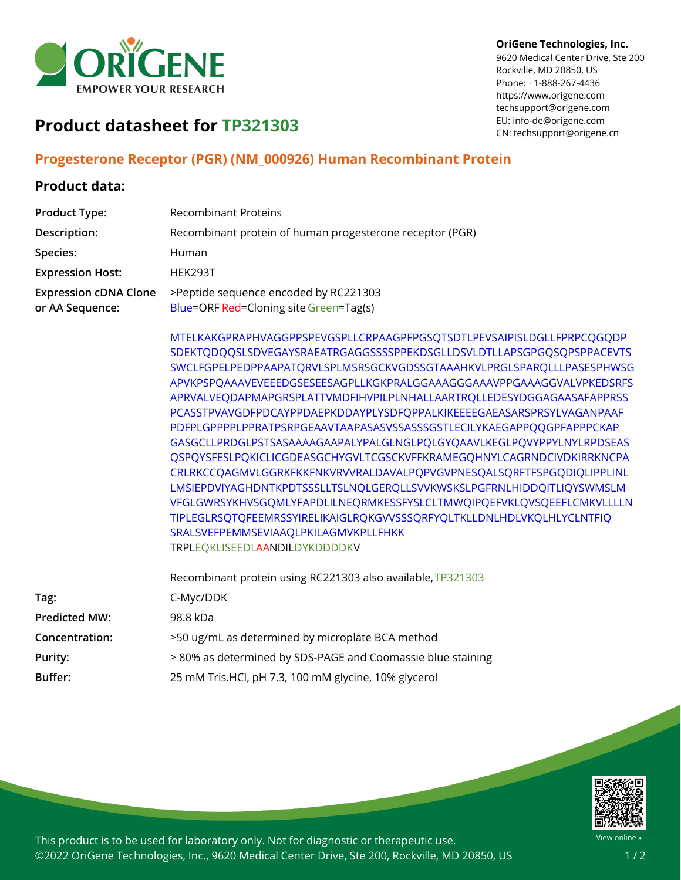OriGene Technologies, Inc.
9620 Medical Center Drive, Ste 200
Rockville, MD 20850, US
Phone: +1-888-267-4436
https://www.origene.com
techsupport@origene.com
EU: info-de@origene.com
CN: techsupport@origene.cn

# Product datasheet for TP321303

## Progesterone Receptor (PGR) (NM_000926) Human Recombinant Protein

### Product data:

| | |
|---|---|
| **Product Type:** | Recombinant Proteins |
| **Description:** | Recombinant protein of human progesterone receptor (PGR) |
| **Species:** | Human |
| **Expression Host:** | HEK293T |
| **Expression cDNA Clone or AA Sequence:** | >Peptide sequence encoded by RC221303<br>Blue=ORF Red=Cloning site Green=Tag(s) |

MTELKAKGPRAPHVAGGPPSPEVGSPLLCRPAAGPFPGSQTSDTLPEVSAIPISLDGLLFPRPCQGQDP
SDEKTQDQQSLSDVEGAYSRAEATRGAGGSSSSPPEKDSGLLDSVLDTLLAPSGPGQSQPSPPACEVTS
SWCLFGPELPEDPPAAPATQRVLSPLMSRSGCKVGDSSGTAAAHKVLPRGLSPARQLLLPASESPHWSG
APVKPSPQAAAVEVEEEDGSESEESAGPLLKGKPRALGGAAAGGGAAAVPPGAAAGGVALVPKEDSRFS
APRVALVEQDAPMAPGRSPLATTVMDFIHVPILPLNHALLAARTRQLLEDESYDGGAGAASAFAPPRSS
PCASSTPVAVGDFPDCAYPPDAEPKDDAYPLYSDFQPPALKIKEEEEGAEASARSPRSYLVAGANPAAF
PDFPLGPPPPLPPRATPSRPGEAAVTAAPASASVSSASSSGSTLECILYKAEGAPPQQGPFAPPPCKAP
GASGCLLPRDGLPSTSASAAAAGAAPALYPALGLNGLPQLGYQAAVLKEGLPQVYPPYLNYLRPDSEAS
QSPQYSFESLPQKICLICGDEASGCHYGVLTCGSCKVFFKRAMEGQHNYLCAGRNDCIVDKIRRKNCPA
CRLRKCCQAGMVLGGRKFKKFNKVRVVRALDAVALPQPVGVPNESQALSQRFTFSPGQDIQLIPPLINL
LMSIEPDVIYAGHDNTKPDTSSSLLTSLNQLGERQLLSVVKWSKSLPGFRNLHIDDQITLIQYSWMSLM
VFGLGWRSYKHVSGQMLYFAPDLILNEQRMKESSFYSLCLTMWQIPQEFVKLQVSQEEFLCMKVLLLLN
TIPLEGLRSQTQFEEMRSSYIRELIKAIGLRQKGVVSSSQRFYQLTKLLDNLHDLVKQLHLYCLNTFIQ
SRALSVEFPEMMSEVIAAQLPKILAGMVKPLLFHKK
TRPLEQKLISEEDLAANDILDYKDDDDKV

Recombinant protein using RC221303 also available, TP321303

| | |
|---|---|
| **Tag:** | C-Myc/DDK |
| **Predicted MW:** | 98.8 kDa |
| **Concentration:** | >50 ug/mL as determined by microplate BCA method |
| **Purity:** | > 80% as determined by SDS-PAGE and Coomassie blue staining |
| **Buffer:** | 25 mM Tris.HCl, pH 7.3, 100 mM glycine, 10% glycerol |

This product is to be used for laboratory only. Not for diagnostic or therapeutic use.
©2022 OriGene Technologies, Inc., 9620 Medical Center Drive, Ste 200, Rockville, MD 20850, US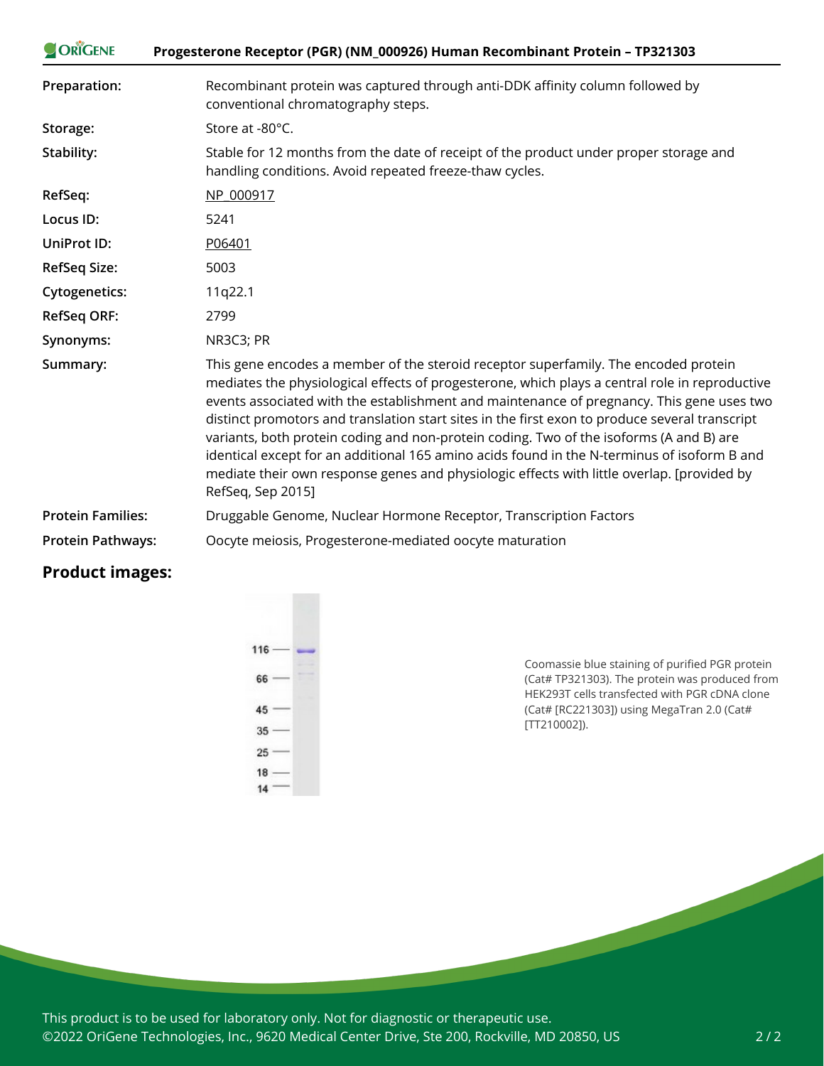| | |
|---|---|
| **Preparation:** | Recombinant protein was captured through anti-DDK affinity column followed by conventional chromatography steps. |
| **Storage:** | Store at -80°C. |
| **Stability:** | Stable for 12 months from the date of receipt of the product under proper storage and handling conditions. Avoid repeated freeze-thaw cycles. |
| **RefSeq:** | NP_000917 |
| **Locus ID:** | 5241 |
| **UniProt ID:** | P06401 |
| **RefSeq Size:** | 5003 |
| **Cytogenetics:** | 11q22.1 |
| **RefSeq ORF:** | 2799 |
| **Synonyms:** | NR3C3; PR |
| **Summary:** | This gene encodes a member of the steroid receptor superfamily. The encoded protein mediates the physiological effects of progesterone, which plays a central role in reproductive events associated with the establishment and maintenance of pregnancy. This gene uses two distinct promotors and translation start sites in the first exon to produce several transcript variants, both protein coding and non-protein coding. Two of the isoforms (A and B) are identical except for an additional 165 amino acids found in the N-terminus of isoform B and mediate their own response genes and physiologic effects with little overlap. [provided by RefSeq, Sep 2015] |
| **Protein Families:** | Druggable Genome, Nuclear Hormone Receptor, Transcription Factors |
| **Protein Pathways:** | Oocyte meiosis, Progesterone-mediated oocyte maturation |

## Product images:

116
66
45
35
25
18
14

Coomassie blue staining of purified PGR protein (Cat# TP321303). The protein was produced from HEK293T cells transfected with PGR cDNA clone (Cat# [RC221303]) using MegaTran 2.0 (Cat# [TT210002]).

This product is to be used for laboratory only. Not for diagnostic or therapeutic use.
©2022 OriGene Technologies, Inc., 9620 Medical Center Drive, Ste 200, Rockville, MD 20850, US